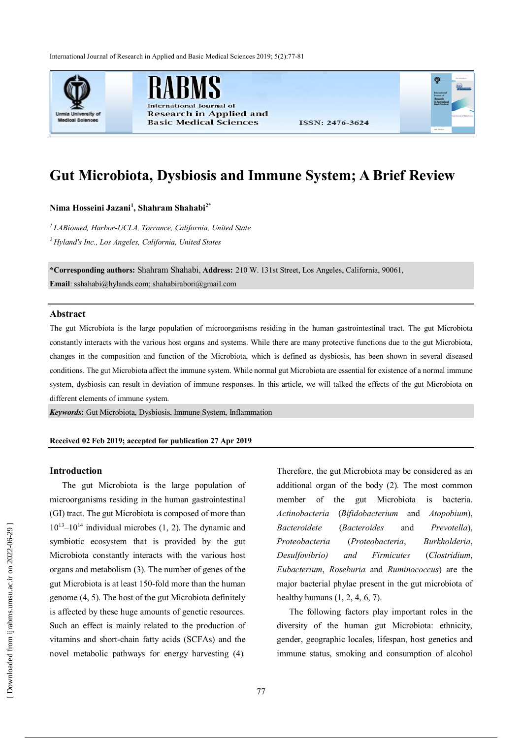# Gut Microbiota, Dysbiosis and Immune System; A Brief Review

**Nima Hosseini Jazani[1], Shahram Shahabi[2*]**

*[1] LABiomed, Harbor-UCLA, Torrance, California, United State*

*[2] Hyland's Inc., Los Angeles, California, United States*

**\*Corresponding authors:** Shahram Shahabi, **Address:** 210 W. 131st Street, Los Angeles, California, 90061,
**Email**: sshahabi@hylands.com; shahabirabori@gmail.com

## Abstract

The gut Microbiota is the large population of microorganisms residing in the human gastrointestinal tract. The gut Microbiota constantly interacts with the various host organs and systems. While there are many protective functions due to the gut Microbiota, changes in the composition and function of the Microbiota, which is defined as dysbiosis, has been shown in several diseased conditions. The gut Microbiota affect the immune system. While normal gut Microbiota are essential for existence of a normal immune system, dysbiosis can result in deviation of immune responses. In this article, we will talked the effects of the gut Microbiota on different elements of immune system.

***Keywords***: Gut Microbiota, Dysbiosis, Immune System, Inflammation

**Received 02 Feb 2019; accepted for publication 27 Apr 2019**

## Introduction

The gut Microbiota is the large population of microorganisms residing in the human gastrointestinal (GI) tract. The gut Microbiota is composed of more than $10^{13}$–$10^{14}$ individual microbes (1, 2). The dynamic and symbiotic ecosystem that is provided by the gut Microbiota constantly interacts with the various host organs and metabolism (3). The number of genes of the gut Microbiota is at least 150-fold more than the human genome (4, 5). The host of the gut Microbiota definitely is affected by these huge amounts of genetic resources. Such an effect is mainly related to the production of vitamins and short-chain fatty acids (SCFAs) and the novel metabolic pathways for energy harvesting (4). Therefore, the gut Microbiota may be considered as an additional organ of the body (2). The most common member of the gut Microbiota is bacteria. *Actinobacteria* (*Bifidobacterium* and *Atopobium*), *Bacteroidete* (*Bacteroides* and *Prevotella*), *Proteobacteria* (*Proteobacteria*, *Burkholderia*, *Desulfovibrio) and Firmicutes* (*Clostridium*, *Eubacterium*, *Roseburia* and *Ruminococcus*) are the major bacterial phylae present in the gut microbiota of healthy humans (1, 2, 4, 6, 7).

The following factors play important roles in the diversity of the human gut Microbiota: ethnicity, gender, geographic locales, lifespan, host genetics and immune status, smoking and consumption of alcohol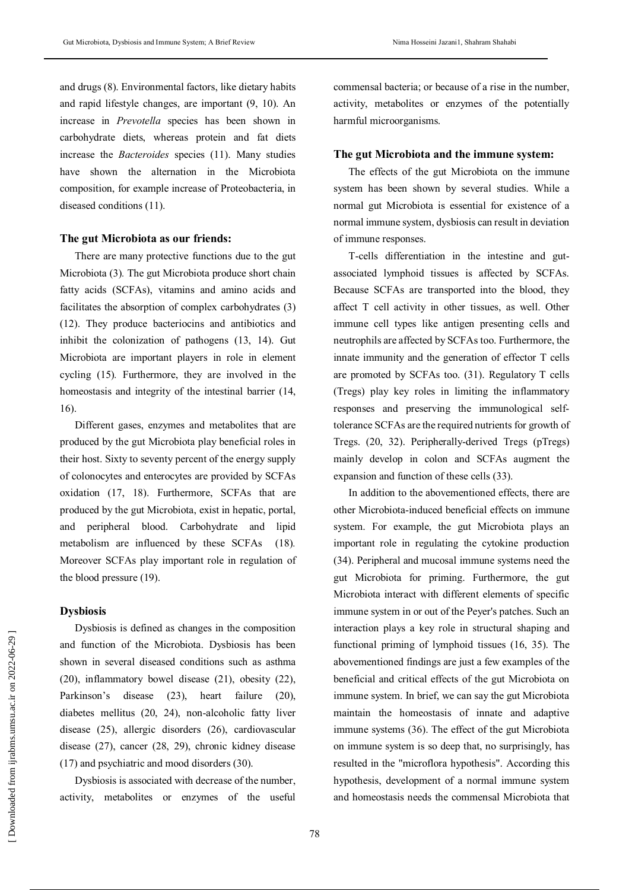and drugs (8). Environmental factors, like dietary habits and rapid lifestyle changes, are important (9, 10). An increase in *Prevotella* species has been shown in carbohydrate diets, whereas protein and fat diets increase the *Bacteroides* species (11). Many studies have shown the alternation in the Microbiota composition, for example increase of Proteobacteria, in diseased conditions (11).

### The gut Microbiota as our friends:

There are many protective functions due to the gut Microbiota (3). The gut Microbiota produce short chain fatty acids (SCFAs), vitamins and amino acids and facilitates the absorption of complex carbohydrates (3) (12). They produce bacteriocins and antibiotics and inhibit the colonization of pathogens (13, 14). Gut Microbiota are important players in role in element cycling (15). Furthermore, they are involved in the homeostasis and integrity of the intestinal barrier (14, 16).

Different gases, enzymes and metabolites that are produced by the gut Microbiota play beneficial roles in their host. Sixty to seventy percent of the energy supply of colonocytes and enterocytes are provided by SCFAs oxidation (17, 18). Furthermore, SCFAs that are produced by the gut Microbiota, exist in hepatic, portal, and peripheral blood. Carbohydrate and lipid metabolism are influenced by these SCFAs (18). Moreover SCFAs play important role in regulation of the blood pressure (19).

### Dysbiosis

Dysbiosis is defined as changes in the composition and function of the Microbiota. Dysbiosis has been shown in several diseased conditions such as asthma (20), inflammatory bowel disease (21), obesity (22), Parkinson's disease (23), heart failure (20), diabetes mellitus (20, 24), non-alcoholic fatty liver disease (25), allergic disorders (26), cardiovascular disease (27), cancer (28, 29), chronic kidney disease (17) and psychiatric and mood disorders (30).

Dysbiosis is associated with decrease of the number, activity, metabolites or enzymes of the useful commensal bacteria; or because of a rise in the number, activity, metabolites or enzymes of the potentially harmful microorganisms.

### The gut Microbiota and the immune system:

The effects of the gut Microbiota on the immune system has been shown by several studies. While a normal gut Microbiota is essential for existence of a normal immune system, dysbiosis can result in deviation of immune responses.

T-cells differentiation in the intestine and gut-associated lymphoid tissues is affected by SCFAs. Because SCFAs are transported into the blood, they affect T cell activity in other tissues, as well. Other immune cell types like antigen presenting cells and neutrophils are affected by SCFAs too. Furthermore, the innate immunity and the generation of effector T cells are promoted by SCFAs too. (31). Regulatory T cells (Tregs) play key roles in limiting the inflammatory responses and preserving the immunological self-tolerance SCFAs are the required nutrients for growth of Tregs. (20, 32). Peripherally-derived Tregs (pTregs) mainly develop in colon and SCFAs augment the expansion and function of these cells (33).

In addition to the abovementioned effects, there are other Microbiota-induced beneficial effects on immune system. For example, the gut Microbiota plays an important role in regulating the cytokine production (34). Peripheral and mucosal immune systems need the gut Microbiota for priming. Furthermore, the gut Microbiota interact with different elements of specific immune system in or out of the Peyer's patches. Such an interaction plays a key role in structural shaping and functional priming of lymphoid tissues (16, 35). The abovementioned findings are just a few examples of the beneficial and critical effects of the gut Microbiota on immune system. In brief, we can say the gut Microbiota maintain the homeostasis of innate and adaptive immune systems (36). The effect of the gut Microbiota on immune system is so deep that, no surprisingly, has resulted in the "microflora hypothesis". According this hypothesis, development of a normal immune system and homeostasis needs the commensal Microbiota that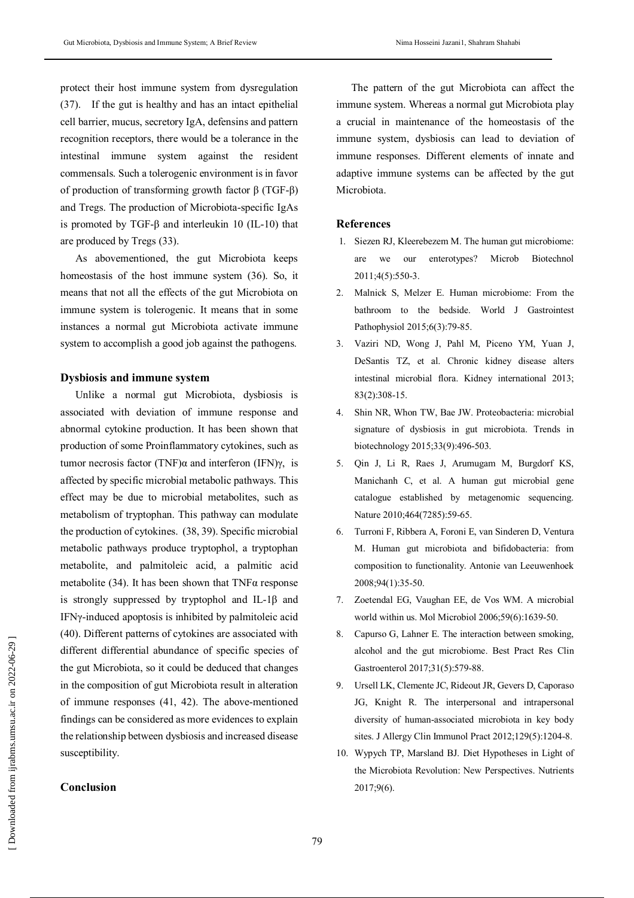protect their host immune system from dysregulation (37). If the gut is healthy and has an intact epithelial cell barrier, mucus, secretory IgA, defensins and pattern recognition receptors, there would be a tolerance in the intestinal immune system against the resident commensals. Such a tolerogenic environment is in favor of production of transforming growth factor β (TGF-β) and Tregs. The production of Microbiota-specific IgAs is promoted by TGF-β and interleukin 10 (IL-10) that are produced by Tregs (33).

As abovementioned, the gut Microbiota keeps homeostasis of the host immune system (36). So, it means that not all the effects of the gut Microbiota on immune system is tolerogenic. It means that in some instances a normal gut Microbiota activate immune system to accomplish a good job against the pathogens.

### Dysbiosis and immune system

Unlike a normal gut Microbiota, dysbiosis is associated with deviation of immune response and abnormal cytokine production. It has been shown that production of some Proinflammatory cytokines, such as tumor necrosis factor (TNF)α and interferon (IFN)γ, is affected by specific microbial metabolic pathways. This effect may be due to microbial metabolites, such as metabolism of tryptophan. This pathway can modulate the production of cytokines. (38, 39). Specific microbial metabolic pathways produce tryptophol, a tryptophan metabolite, and palmitoleic acid, a palmitic acid metabolite (34). It has been shown that TNFα response is strongly suppressed by tryptophol and IL-1β and IFNγ-induced apoptosis is inhibited by palmitoleic acid (40). Different patterns of cytokines are associated with different differential abundance of specific species of the gut Microbiota, so it could be deduced that changes in the composition of gut Microbiota result in alteration of immune responses (41, 42). The above-mentioned findings can be considered as more evidences to explain the relationship between dysbiosis and increased disease susceptibility.

### Conclusion

The pattern of the gut Microbiota can affect the immune system. Whereas a normal gut Microbiota play a crucial in maintenance of the homeostasis of the immune system, dysbiosis can lead to deviation of immune responses. Different elements of innate and adaptive immune systems can be affected by the gut Microbiota.

### References

1. Siezen RJ, Kleerebezem M. The human gut microbiome: are we our enterotypes? Microb Biotechnol 2011;4(5):550-3.
2. Malnick S, Melzer E. Human microbiome: From the bathroom to the bedside. World J Gastrointest Pathophysiol 2015;6(3):79-85.
3. Vaziri ND, Wong J, Pahl M, Piceno YM, Yuan J, DeSantis TZ, et al. Chronic kidney disease alters intestinal microbial flora. Kidney international 2013; 83(2):308-15.
4. Shin NR, Whon TW, Bae JW. Proteobacteria: microbial signature of dysbiosis in gut microbiota. Trends in biotechnology 2015;33(9):496-503.
5. Qin J, Li R, Raes J, Arumugam M, Burgdorf KS, Manichanh C, et al. A human gut microbial gene catalogue established by metagenomic sequencing. Nature 2010;464(7285):59-65.
6. Turroni F, Ribbera A, Foroni E, van Sinderen D, Ventura M. Human gut microbiota and bifidobacteria: from composition to functionality. Antonie van Leeuwenhoek 2008;94(1):35-50.
7. Zoetendal EG, Vaughan EE, de Vos WM. A microbial world within us. Mol Microbiol 2006;59(6):1639-50.
8. Capurso G, Lahner E. The interaction between smoking, alcohol and the gut microbiome. Best Pract Res Clin Gastroenterol 2017;31(5):579-88.
9. Ursell LK, Clemente JC, Rideout JR, Gevers D, Caporaso JG, Knight R. The interpersonal and intrapersonal diversity of human-associated microbiota in key body sites. J Allergy Clin Immunol Pract 2012;129(5):1204-8.
10. Wypych TP, Marsland BJ. Diet Hypotheses in Light of the Microbiota Revolution: New Perspectives. Nutrients 2017;9(6).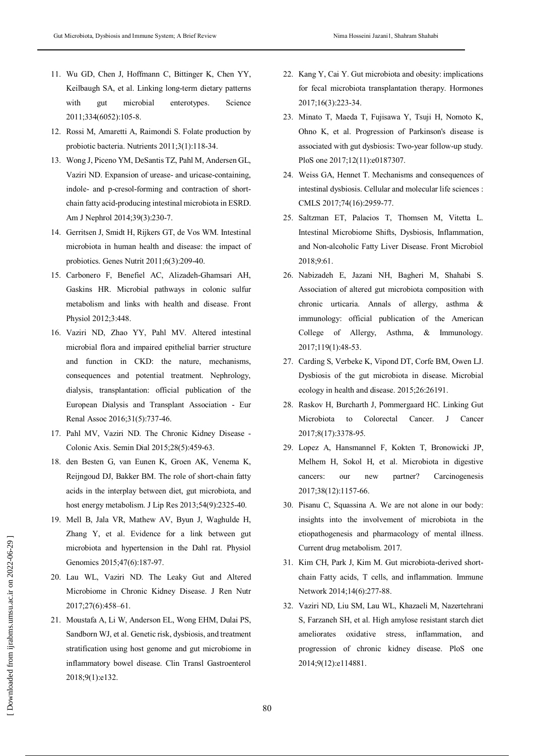11. Wu GD, Chen J, Hoffmann C, Bittinger K, Chen YY, Keilbaugh SA, et al. Linking long-term dietary patterns with gut microbial enterotypes. Science 2011;334(6052):105-8.
12. Rossi M, Amaretti A, Raimondi S. Folate production by probiotic bacteria. Nutrients 2011;3(1):118-34.
13. Wong J, Piceno YM, DeSantis TZ, Pahl M, Andersen GL, Vaziri ND. Expansion of urease- and uricase-containing, indole- and p-cresol-forming and contraction of short-chain fatty acid-producing intestinal microbiota in ESRD. Am J Nephrol 2014;39(3):230-7.
14. Gerritsen J, Smidt H, Rijkers GT, de Vos WM. Intestinal microbiota in human health and disease: the impact of probiotics. Genes Nutrit 2011;6(3):209-40.
15. Carbonero F, Benefiel AC, Alizadeh-Ghamsari AH, Gaskins HR. Microbial pathways in colonic sulfur metabolism and links with health and disease. Front Physiol 2012;3:448.
16. Vaziri ND, Zhao YY, Pahl MV. Altered intestinal microbial flora and impaired epithelial barrier structure and function in CKD: the nature, mechanisms, consequences and potential treatment. Nephrology, dialysis, transplantation: official publication of the European Dialysis and Transplant Association - Eur Renal Assoc 2016;31(5):737-46.
17. Pahl MV, Vaziri ND. The Chronic Kidney Disease - Colonic Axis. Semin Dial 2015;28(5):459-63.
18. den Besten G, van Eunen K, Groen AK, Venema K, Reijngoud DJ, Bakker BM. The role of short-chain fatty acids in the interplay between diet, gut microbiota, and host energy metabolism. J Lip Res 2013;54(9):2325-40.
19. Mell B, Jala VR, Mathew AV, Byun J, Waghulde H, Zhang Y, et al. Evidence for a link between gut microbiota and hypertension in the Dahl rat. Physiol Genomics 2015;47(6):187-97.
20. Lau WL, Vaziri ND. The Leaky Gut and Altered Microbiome in Chronic Kidney Disease. J Ren Nutr 2017;27(6):458–61.
21. Moustafa A, Li W, Anderson EL, Wong EHM, Dulai PS, Sandborn WJ, et al. Genetic risk, dysbiosis, and treatment stratification using host genome and gut microbiome in inflammatory bowel disease. Clin Transl Gastroenterol 2018;9(1):e132.
22. Kang Y, Cai Y. Gut microbiota and obesity: implications for fecal microbiota transplantation therapy. Hormones 2017;16(3):223-34.
23. Minato T, Maeda T, Fujisawa Y, Tsuji H, Nomoto K, Ohno K, et al. Progression of Parkinson's disease is associated with gut dysbiosis: Two-year follow-up study. PloS one 2017;12(11):e0187307.
24. Weiss GA, Hennet T. Mechanisms and consequences of intestinal dysbiosis. Cellular and molecular life sciences : CMLS 2017;74(16):2959-77.
25. Saltzman ET, Palacios T, Thomsen M, Vitetta L. Intestinal Microbiome Shifts, Dysbiosis, Inflammation, and Non-alcoholic Fatty Liver Disease. Front Microbiol 2018;9:61.
26. Nabizadeh E, Jazani NH, Bagheri M, Shahabi S. Association of altered gut microbiota composition with chronic urticaria. Annals of allergy, asthma & immunology: official publication of the American College of Allergy, Asthma, & Immunology. 2017;119(1):48-53.
27. Carding S, Verbeke K, Vipond DT, Corfe BM, Owen LJ. Dysbiosis of the gut microbiota in disease. Microbial ecology in health and disease. 2015;26:26191.
28. Raskov H, Burcharth J, Pommergaard HC. Linking Gut Microbiota to Colorectal Cancer. J Cancer 2017;8(17):3378-95.
29. Lopez A, Hansmannel F, Kokten T, Bronowicki JP, Melhem H, Sokol H, et al. Microbiota in digestive cancers: our new partner? Carcinogenesis 2017;38(12):1157-66.
30. Pisanu C, Squassina A. We are not alone in our body: insights into the involvement of microbiota in the etiopathogenesis and pharmacology of mental illness. Current drug metabolism. 2017.
31. Kim CH, Park J, Kim M. Gut microbiota-derived short-chain Fatty acids, T cells, and inflammation. Immune Network 2014;14(6):277-88.
32. Vaziri ND, Liu SM, Lau WL, Khazaeli M, Nazertehrani S, Farzaneh SH, et al. High amylose resistant starch diet ameliorates oxidative stress, inflammation, and progression of chronic kidney disease. PloS one 2014;9(12):e114881.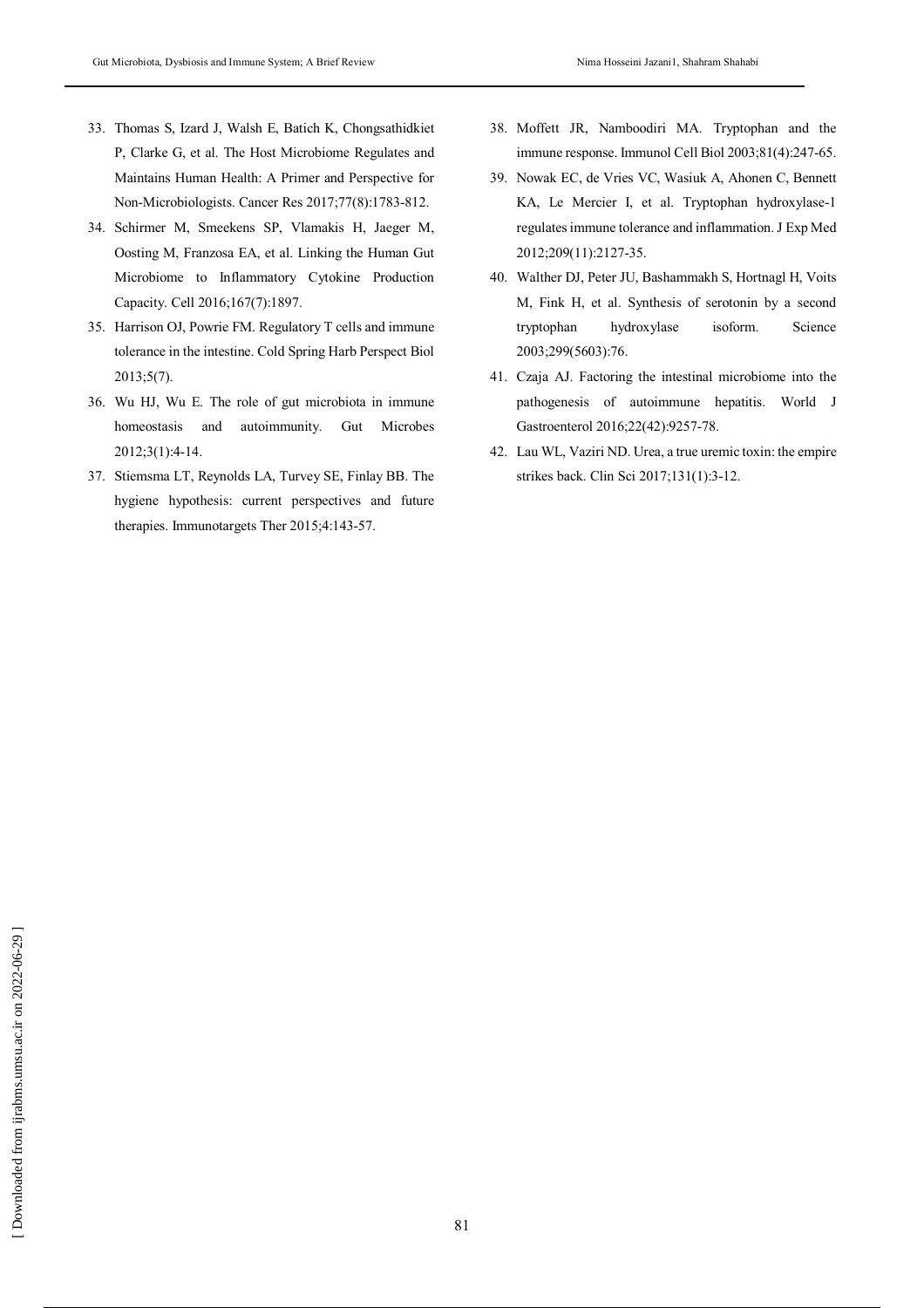33. Thomas S, Izard J, Walsh E, Batich K, Chongsathidkiet P, Clarke G, et al. The Host Microbiome Regulates and Maintains Human Health: A Primer and Perspective for Non-Microbiologists. Cancer Res 2017;77(8):1783-812.
34. Schirmer M, Smeekens SP, Vlamakis H, Jaeger M, Oosting M, Franzosa EA, et al. Linking the Human Gut Microbiome to Inflammatory Cytokine Production Capacity. Cell 2016;167(7):1897.
35. Harrison OJ, Powrie FM. Regulatory T cells and immune tolerance in the intestine. Cold Spring Harb Perspect Biol 2013;5(7).
36. Wu HJ, Wu E. The role of gut microbiota in immune homeostasis and autoimmunity. Gut Microbes 2012;3(1):4-14.
37. Stiemsma LT, Reynolds LA, Turvey SE, Finlay BB. The hygiene hypothesis: current perspectives and future therapies. Immunotargets Ther 2015;4:143-57.
38. Moffett JR, Namboodiri MA. Tryptophan and the immune response. Immunol Cell Biol 2003;81(4):247-65.
39. Nowak EC, de Vries VC, Wasiuk A, Ahonen C, Bennett KA, Le Mercier I, et al. Tryptophan hydroxylase-1 regulates immune tolerance and inflammation. J Exp Med 2012;209(11):2127-35.
40. Walther DJ, Peter JU, Bashammakh S, Hortnagl H, Voits M, Fink H, et al. Synthesis of serotonin by a second tryptophan hydroxylase isoform. Science 2003;299(5603):76.
41. Czaja AJ. Factoring the intestinal microbiome into the pathogenesis of autoimmune hepatitis. World J Gastroenterol 2016;22(42):9257-78.
42. Lau WL, Vaziri ND. Urea, a true uremic toxin: the empire strikes back. Clin Sci 2017;131(1):3-12.